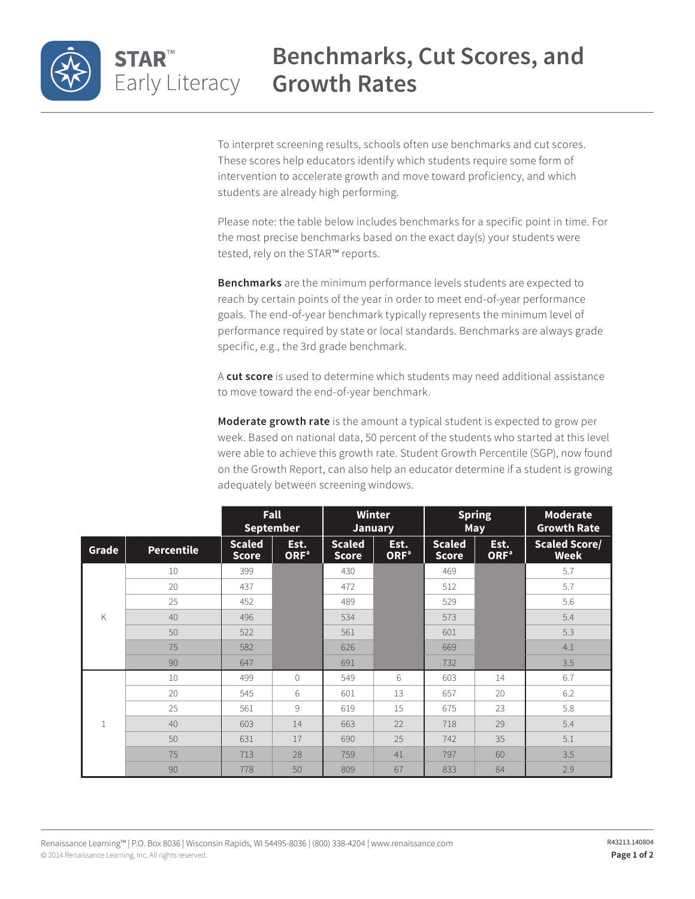# STAR™ Early Literacy

# Benchmarks, Cut Scores, and Growth Rates

To interpret screening results, schools often use benchmarks and cut scores. These scores help educators identify which students require some form of intervention to accelerate growth and move toward proficiency, and which students are already high performing.

Please note: the table below includes benchmarks for a specific point in time. For the most precise benchmarks based on the exact day(s) your students were tested, rely on the STAR™ reports.

**Benchmarks** are the minimum performance levels students are expected to reach by certain points of the year in order to meet end-of-year performance goals. The end-of-year benchmark typically represents the minimum level of performance required by state or local standards. Benchmarks are always grade specific, e.g., the 3rd grade benchmark.

A **cut score** is used to determine which students may need additional assistance to move toward the end-of-year benchmark.

**Moderate growth rate** is the amount a typical student is expected to grow per week. Based on national data, 50 percent of the students who started at this level were able to achieve this growth rate. Student Growth Percentile (SGP), now found on the Growth Report, can also help an educator determine if a student is growing adequately between screening windows.

| | | Fall September | | Winter January | | Spring May | | Moderate Growth Rate |
|---|---|---|---|---|---|---|---|---|
| **Grade** | **Percentile** | **Scaled Score** | **Est. ORF[a]** | **Scaled Score** | **Est. ORF[a]** | **Scaled Score** | **Est. ORF[a]** | **Scaled Score/ Week** |
| K | 10 | 399 | | 430 | | 469 | | 5.7 |
| | 20 | 437 | | 472 | | 512 | | 5.7 |
| | 25 | 452 | | 489 | | 529 | | 5.6 |
| | 40 | 496 | | 534 | | 573 | | 5.4 |
| | 50 | 522 | | 561 | | 601 | | 5.3 |
| | 75 | 582 | | 626 | | 669 | | 4.1 |
| | 90 | 647 | | 691 | | 732 | | 3.5 |
| 1 | 10 | 499 | 0 | 549 | 6 | 603 | 14 | 6.7 |
| | 20 | 545 | 6 | 601 | 13 | 657 | 20 | 6.2 |
| | 25 | 561 | 9 | 619 | 15 | 675 | 23 | 5.8 |
| | 40 | 603 | 14 | 663 | 22 | 718 | 29 | 5.4 |
| | 50 | 631 | 17 | 690 | 25 | 742 | 35 | 5.1 |
| | 75 | 713 | 28 | 759 | 41 | 797 | 60 | 3.5 |
| | 90 | 778 | 50 | 809 | 67 | 833 | 84 | 2.9 |

Renaissance Learning™ | P.O. Box 8036 | Wisconsin Rapids, WI 54495-8036 | (800) 338-4204 | www.renaissance.com
© 2014 Renaissance Learning, Inc. All rights reserved.

R43213.140804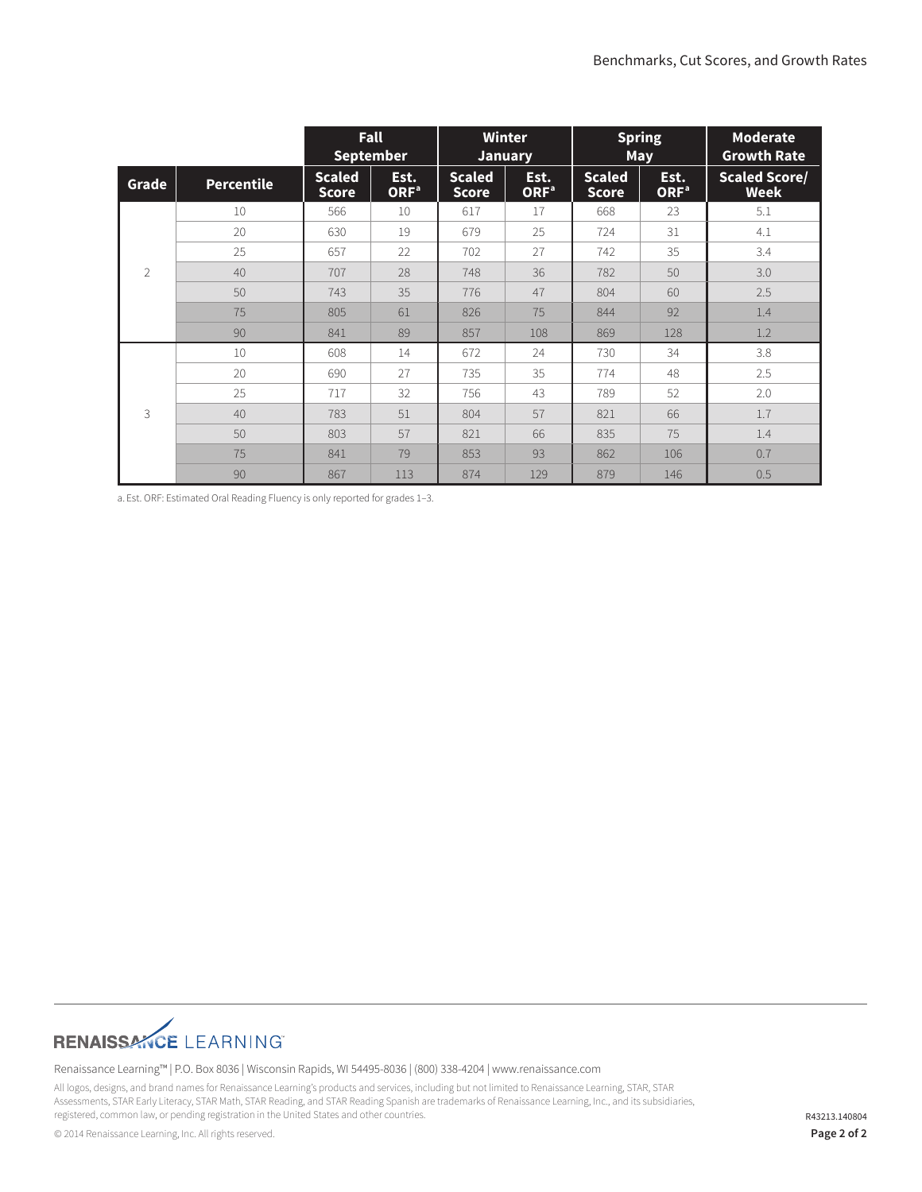| | | Fall September | | Winter January | | Spring May | | Moderate Growth Rate |
|---|---|---|---|---|---|---|---|---|
| Grade | Percentile | Scaled Score | Est. ORF[a] | Scaled Score | Est. ORF[a] | Scaled Score | Est. ORF[a] | Scaled Score/ Week |
| 2 | 10 | 566 | 10 | 617 | 17 | 668 | 23 | 5.1 |
| | 20 | 630 | 19 | 679 | 25 | 724 | 31 | 4.1 |
| | 25 | 657 | 22 | 702 | 27 | 742 | 35 | 3.4 |
| | 40 | 707 | 28 | 748 | 36 | 782 | 50 | 3.0 |
| | 50 | 743 | 35 | 776 | 47 | 804 | 60 | 2.5 |
| | 75 | 805 | 61 | 826 | 75 | 844 | 92 | 1.4 |
| | 90 | 841 | 89 | 857 | 108 | 869 | 128 | 1.2 |
| 3 | 10 | 608 | 14 | 672 | 24 | 730 | 34 | 3.8 |
| | 20 | 690 | 27 | 735 | 35 | 774 | 48 | 2.5 |
| | 25 | 717 | 32 | 756 | 43 | 789 | 52 | 2.0 |
| | 40 | 783 | 51 | 804 | 57 | 821 | 66 | 1.7 |
| | 50 | 803 | 57 | 821 | 66 | 835 | 75 | 1.4 |
| | 75 | 841 | 79 | 853 | 93 | 862 | 106 | 0.7 |
| | 90 | 867 | 113 | 874 | 129 | 879 | 146 | 0.5 |

a. Est. ORF: Estimated Oral Reading Fluency is only reported for grades 1–3.

RENAISSANCE LEARNING™

Renaissance Learning™ | P.O. Box 8036 | Wisconsin Rapids, WI 54495-8036 | (800) 338-4204 | www.renaissance.com

All logos, designs, and brand names for Renaissance Learning's products and services, including but not limited to Renaissance Learning, STAR, STAR Assessments, STAR Early Literacy, STAR Math, STAR Reading, and STAR Reading Spanish are trademarks of Renaissance Learning, Inc., and its subsidiaries, registered, common law, or pending registration in the United States and other countries.

R43213.140804

© 2014 Renaissance Learning, Inc. All rights reserved.